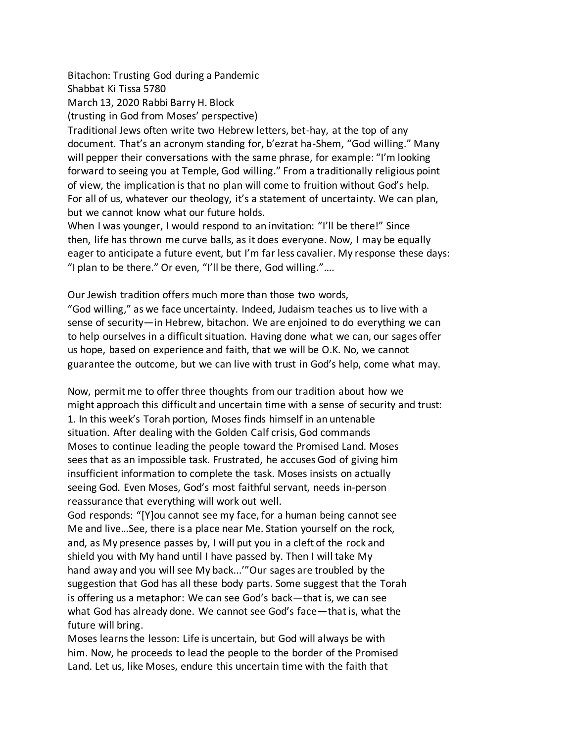Bitachon: Trusting God during a Pandemic
Shabbat Ki Tissa 5780
March 13, 2020 Rabbi Barry H. Block
(trusting in God from Moses' perspective)

Traditional Jews often write two Hebrew letters, bet-hay, at the top of any document. That's an acronym standing for, b'ezrat ha-Shem, "God willing." Many will pepper their conversations with the same phrase, for example: "I'm looking forward to seeing you at Temple, God willing." From a traditionally religious point of view, the implication is that no plan will come to fruition without God's help. For all of us, whatever our theology, it's a statement of uncertainty. We can plan, but we cannot know what our future holds.

When I was younger, I would respond to an invitation: "I'll be there!" Since then, life has thrown me curve balls, as it does everyone. Now, I may be equally eager to anticipate a future event, but I'm far less cavalier. My response these days: "I plan to be there." Or even, "I'll be there, God willing."….

Our Jewish tradition offers much more than those two words, "God willing," as we face uncertainty. Indeed, Judaism teaches us to live with a sense of security—in Hebrew, bitachon. We are enjoined to do everything we can to help ourselves in a difficult situation. Having done what we can, our sages offer us hope, based on experience and faith, that we will be O.K. No, we cannot guarantee the outcome, but we can live with trust in God's help, come what may.

Now, permit me to offer three thoughts from our tradition about how we might approach this difficult and uncertain time with a sense of security and trust:

1. In this week's Torah portion, Moses finds himself in an untenable situation. After dealing with the Golden Calf crisis, God commands Moses to continue leading the people toward the Promised Land. Moses sees that as an impossible task. Frustrated, he accuses God of giving him insufficient information to complete the task. Moses insists on actually seeing God. Even Moses, God's most faithful servant, needs in-person reassurance that everything will work out well.

   God responds: "[Y]ou cannot see my face, for a human being cannot see Me and live…See, there is a place near Me. Station yourself on the rock, and, as My presence passes by, I will put you in a cleft of the rock and shield you with My hand until I have passed by. Then I will take My hand away and you will see My back…'"Our sages are troubled by the suggestion that God has all these body parts. Some suggest that the Torah is offering us a metaphor: We can see God's back—that is, we can see what God has already done. We cannot see God's face—that is, what the future will bring.

   Moses learns the lesson: Life is uncertain, but God will always be with him. Now, he proceeds to lead the people to the border of the Promised Land. Let us, like Moses, endure this uncertain time with the faith that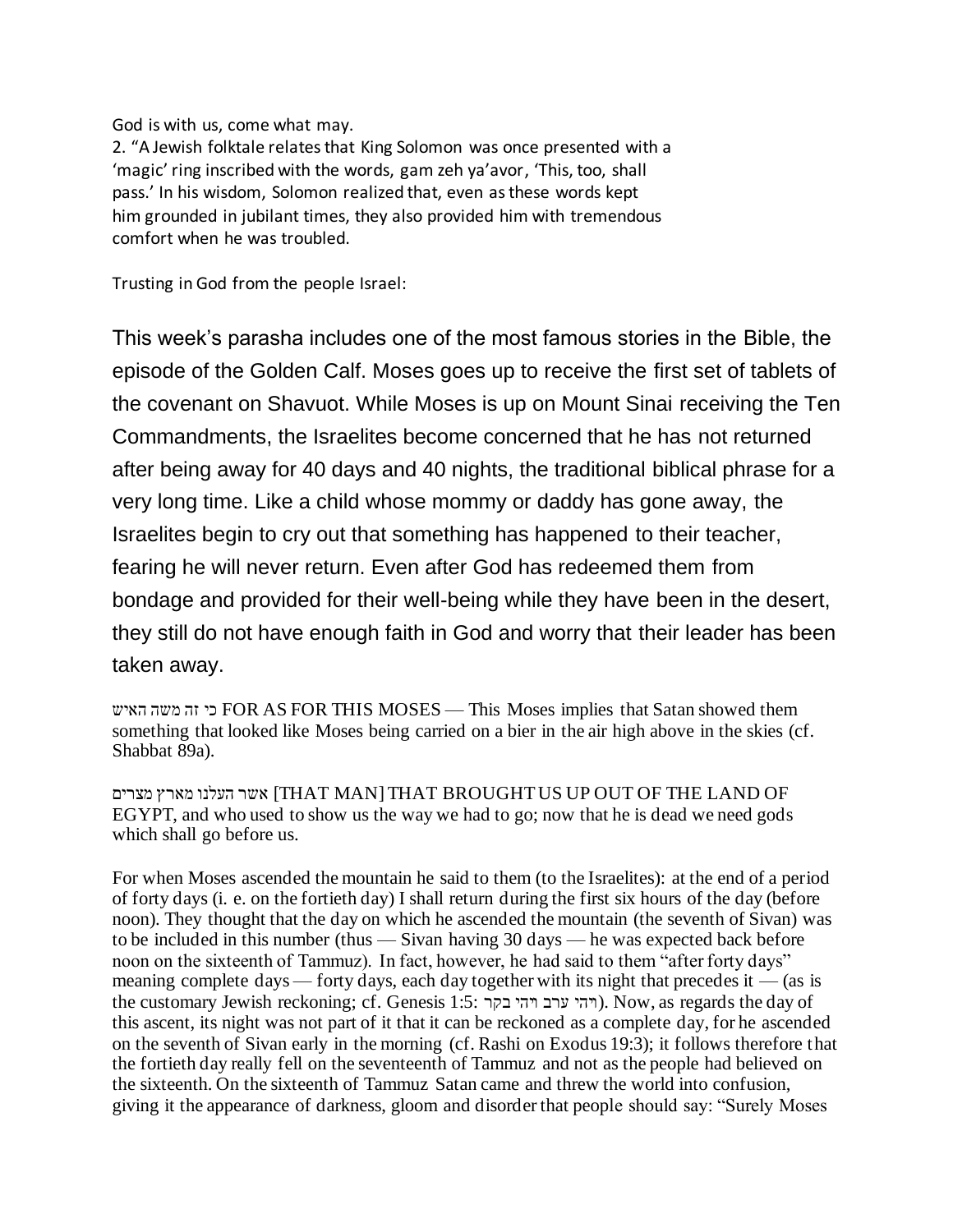God is with us, come what may.

2. "A Jewish folktale relates that King Solomon was once presented with a 'magic' ring inscribed with the words, gam zeh ya'avor, 'This, too, shall pass.' In his wisdom, Solomon realized that, even as these words kept him grounded in jubilant times, they also provided him with tremendous comfort when he was troubled.

Trusting in God from the people Israel:

This week's parasha includes one of the most famous stories in the Bible, the episode of the Golden Calf. Moses goes up to receive the first set of tablets of the covenant on Shavuot. While Moses is up on Mount Sinai receiving the Ten Commandments, the Israelites become concerned that he has not returned after being away for 40 days and 40 nights, the traditional biblical phrase for a very long time. Like a child whose mommy or daddy has gone away, the Israelites begin to cry out that something has happened to their teacher, fearing he will never return. Even after God has redeemed them from bondage and provided for their well-being while they have been in the desert, they still do not have enough faith in God and worry that their leader has been taken away.

כי זה משה האיש FOR AS FOR THIS MOSES — This Moses implies that Satan showed them something that looked like Moses being carried on a bier in the air high above in the skies (cf. Shabbat 89a).

אשר העלנו מארץ מצרים [THAT MAN] THAT BROUGHT US UP OUT OF THE LAND OF EGYPT, and who used to show us the way we had to go; now that he is dead we need gods which shall go before us.

For when Moses ascended the mountain he said to them (to the Israelites): at the end of a period of forty days (i. e. on the fortieth day) I shall return during the first six hours of the day (before noon). They thought that the day on which he ascended the mountain (the seventh of Sivan) was to be included in this number (thus — Sivan having 30 days — he was expected back before noon on the sixteenth of Tammuz). In fact, however, he had said to them "after forty days" meaning complete days — forty days, each day together with its night that precedes it — (as is the customary Jewish reckoning; cf. Genesis 1:5: ויהי ערב ויהי בקר). Now, as regards the day of this ascent, its night was not part of it that it can be reckoned as a complete day, for he ascended on the seventh of Sivan early in the morning (cf. Rashi on Exodus 19:3); it follows therefore that the fortieth day really fell on the seventeenth of Tammuz and not as the people had believed on the sixteenth. On the sixteenth of Tammuz Satan came and threw the world into confusion, giving it the appearance of darkness, gloom and disorder that people should say: "Surely Moses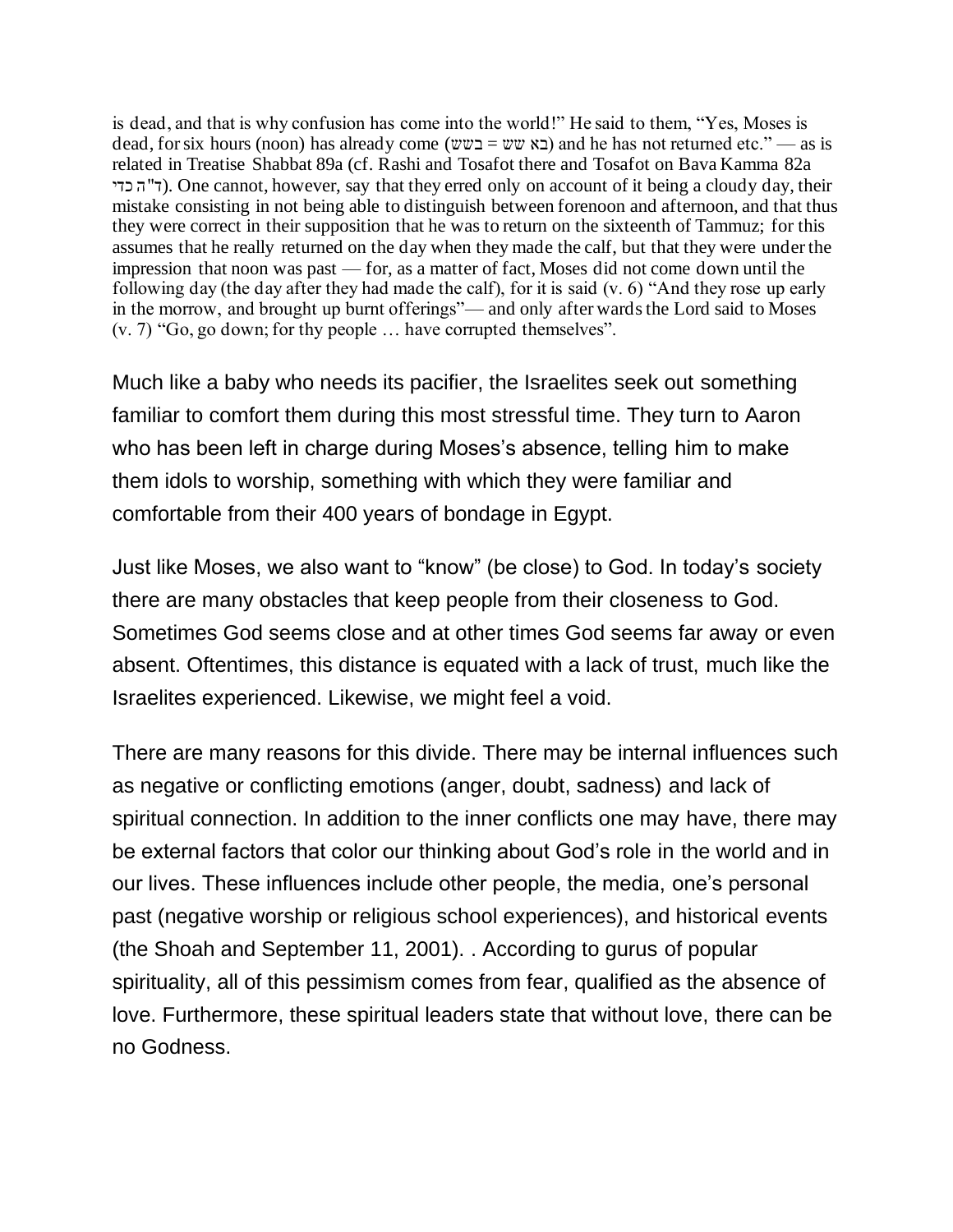is dead, and that is why confusion has come into the world!" He said to them, "Yes, Moses is dead, for six hours (noon) has already come (בשש = בא שש) and he has not returned etc." — as is related in Treatise Shabbat 89a (cf. Rashi and Tosafot there and Tosafot on Bava Kamma 82a ד"ה כדי). One cannot, however, say that they erred only on account of it being a cloudy day, their mistake consisting in not being able to distinguish between forenoon and afternoon, and that thus they were correct in their supposition that he was to return on the sixteenth of Tammuz; for this assumes that he really returned on the day when they made the calf, but that they were under the impression that noon was past — for, as a matter of fact, Moses did not come down until the following day (the day after they had made the calf), for it is said (v. 6) "And they rose up early in the morrow, and brought up burnt offerings"— and only after wards the Lord said to Moses (v. 7) "Go, go down; for thy people … have corrupted themselves".

Much like a baby who needs its pacifier, the Israelites seek out something familiar to comfort them during this most stressful time. They turn to Aaron who has been left in charge during Moses's absence, telling him to make them idols to worship, something with which they were familiar and comfortable from their 400 years of bondage in Egypt.

Just like Moses, we also want to "know" (be close) to God. In today's society there are many obstacles that keep people from their closeness to God. Sometimes God seems close and at other times God seems far away or even absent. Oftentimes, this distance is equated with a lack of trust, much like the Israelites experienced. Likewise, we might feel a void.

There are many reasons for this divide. There may be internal influences such as negative or conflicting emotions (anger, doubt, sadness) and lack of spiritual connection. In addition to the inner conflicts one may have, there may be external factors that color our thinking about God's role in the world and in our lives. These influences include other people, the media, one's personal past (negative worship or religious school experiences), and historical events (the Shoah and September 11, 2001). . According to gurus of popular spirituality, all of this pessimism comes from fear, qualified as the absence of love. Furthermore, these spiritual leaders state that without love, there can be no Godness.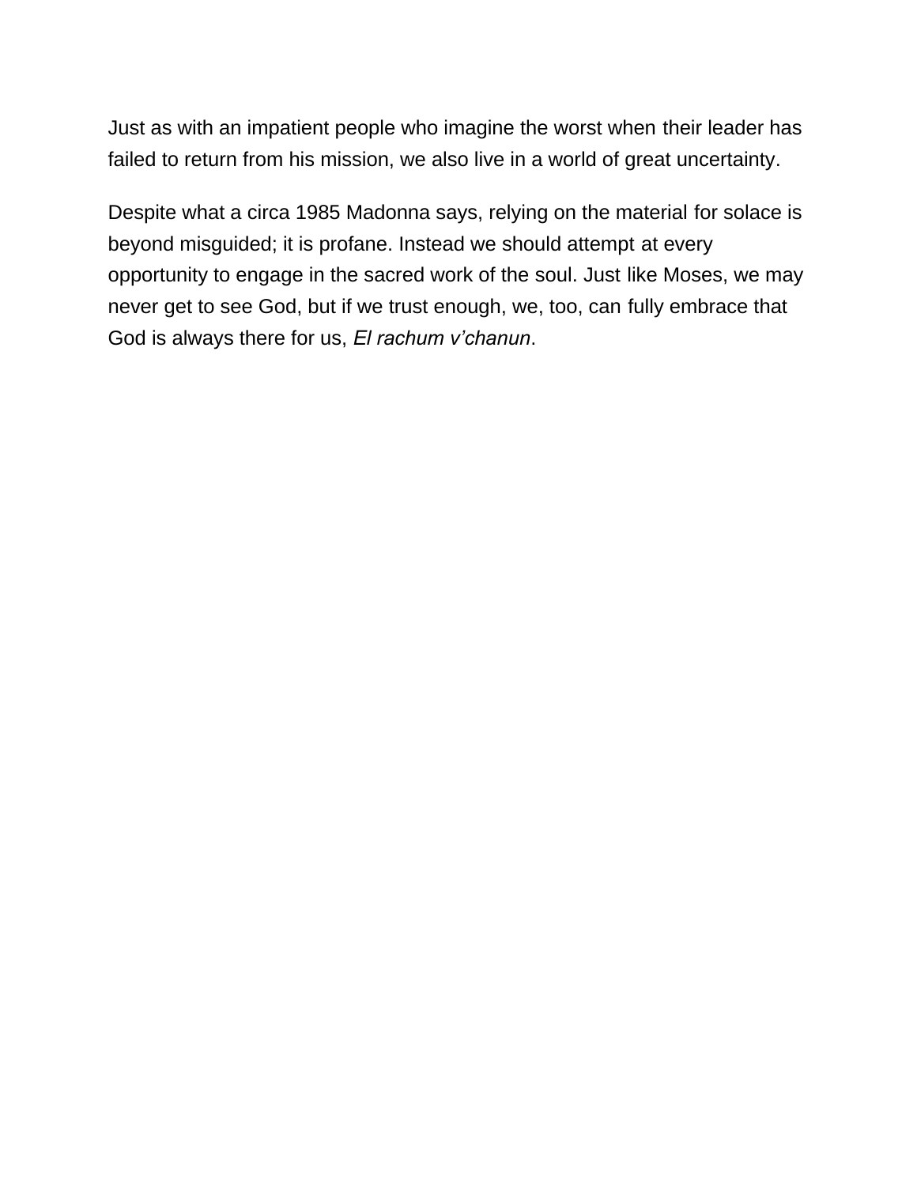Just as with an impatient people who imagine the worst when their leader has failed to return from his mission, we also live in a world of great uncertainty.

Despite what a circa 1985 Madonna says, relying on the material for solace is beyond misguided; it is profane. Instead we should attempt at every opportunity to engage in the sacred work of the soul. Just like Moses, we may never get to see God, but if we trust enough, we, too, can fully embrace that God is always there for us, *El rachum v'chanun*.